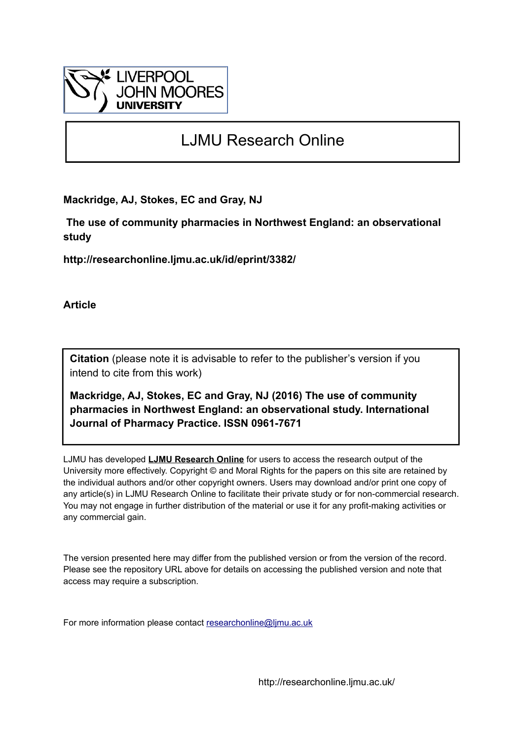LIVERPOOL JOHN MOORES UNIVERSITY

# LJMU Research Online

**Mackridge, AJ, Stokes, EC and Gray, NJ**

**The use of community pharmacies in Northwest England: an observational study**

**http://researchonline.ljmu.ac.uk/id/eprint/3382/**

**Article**

**Citation** (please note it is advisable to refer to the publisher's version if you intend to cite from this work)

**Mackridge, AJ, Stokes, EC and Gray, NJ (2016) The use of community pharmacies in Northwest England: an observational study. International Journal of Pharmacy Practice. ISSN 0961-7671**

LJMU has developed **LJMU Research Online** for users to access the research output of the University more effectively. Copyright © and Moral Rights for the papers on this site are retained by the individual authors and/or other copyright owners. Users may download and/or print one copy of any article(s) in LJMU Research Online to facilitate their private study or for non-commercial research. You may not engage in further distribution of the material or use it for any profit-making activities or any commercial gain.

The version presented here may differ from the published version or from the version of the record. Please see the repository URL above for details on accessing the published version and note that access may require a subscription.

For more information please contact researchonline@ljmu.ac.uk

http://researchonline.ljmu.ac.uk/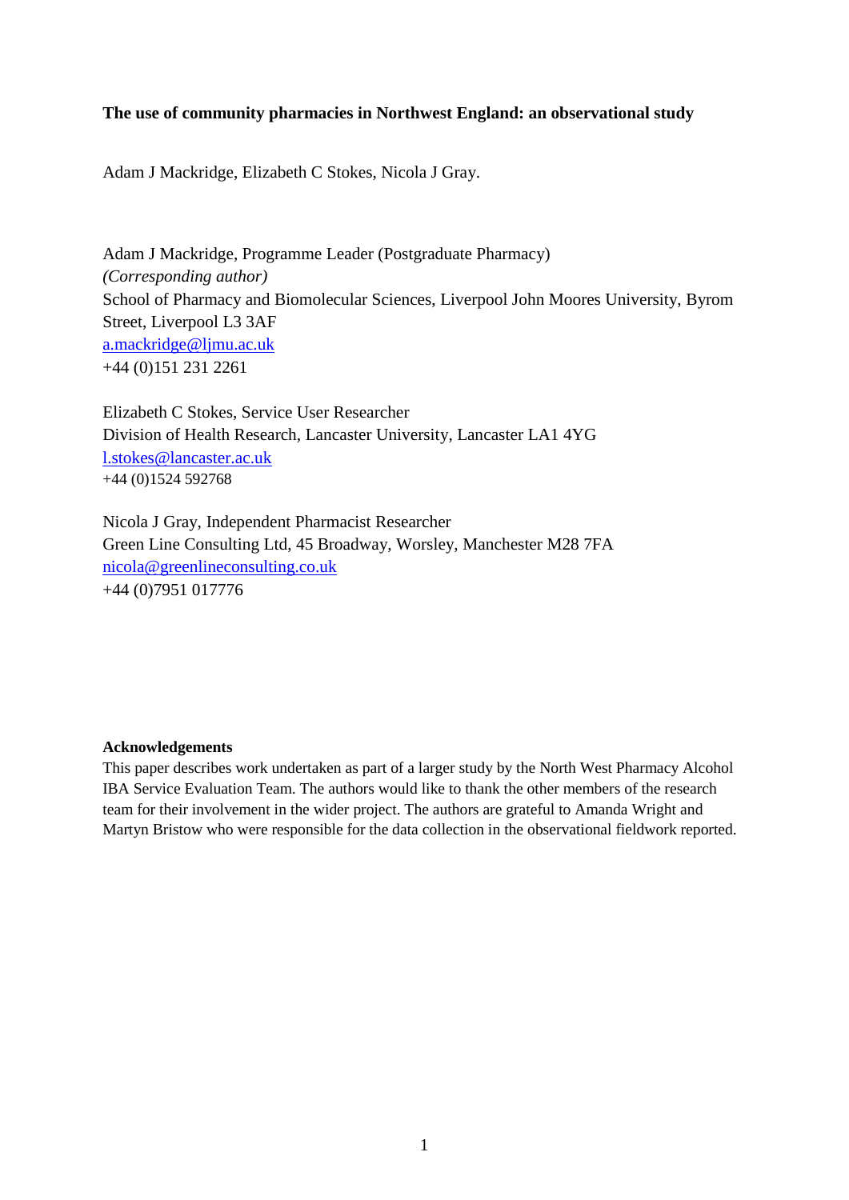**The use of community pharmacies in Northwest England: an observational study**

Adam J Mackridge, Elizabeth C Stokes, Nicola J Gray.

Adam J Mackridge, Programme Leader (Postgraduate Pharmacy)
*(Corresponding author)*
School of Pharmacy and Biomolecular Sciences, Liverpool John Moores University, Byrom Street, Liverpool L3 3AF
a.mackridge@ljmu.ac.uk
+44 (0)151 231 2261

Elizabeth C Stokes, Service User Researcher
Division of Health Research, Lancaster University, Lancaster LA1 4YG
l.stokes@lancaster.ac.uk
+44 (0)1524 592768

Nicola J Gray, Independent Pharmacist Researcher
Green Line Consulting Ltd, 45 Broadway, Worsley, Manchester M28 7FA
nicola@greenlineconsulting.co.uk
+44 (0)7951 017776

**Acknowledgements**

This paper describes work undertaken as part of a larger study by the North West Pharmacy Alcohol IBA Service Evaluation Team. The authors would like to thank the other members of the research team for their involvement in the wider project. The authors are grateful to Amanda Wright and Martyn Bristow who were responsible for the data collection in the observational fieldwork reported.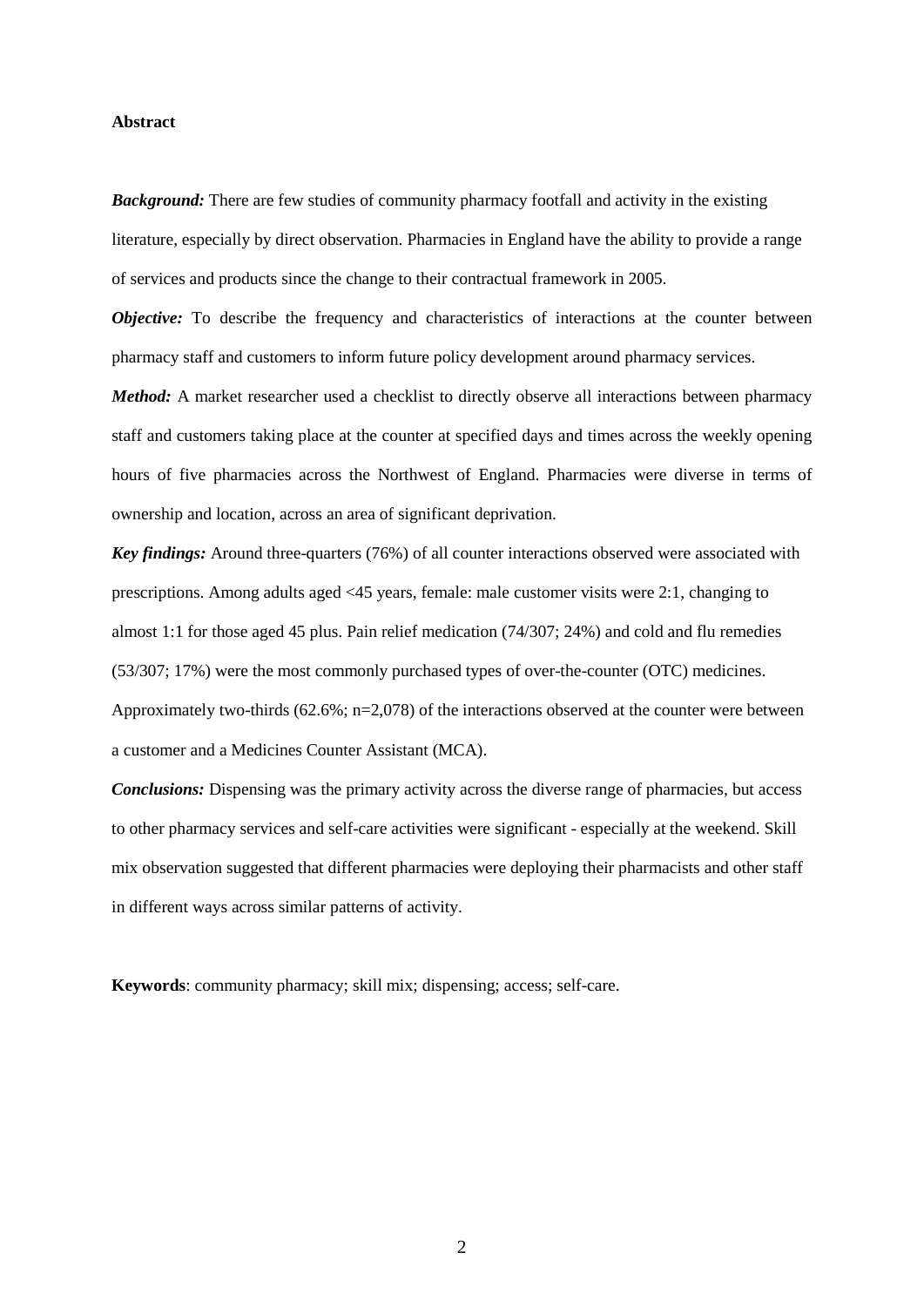**Abstract**

***Background:*** There are few studies of community pharmacy footfall and activity in the existing literature, especially by direct observation. Pharmacies in England have the ability to provide a range of services and products since the change to their contractual framework in 2005.

***Objective:*** To describe the frequency and characteristics of interactions at the counter between pharmacy staff and customers to inform future policy development around pharmacy services.

***Method:*** A market researcher used a checklist to directly observe all interactions between pharmacy staff and customers taking place at the counter at specified days and times across the weekly opening hours of five pharmacies across the Northwest of England. Pharmacies were diverse in terms of ownership and location, across an area of significant deprivation.

***Key findings:*** Around three-quarters (76%) of all counter interactions observed were associated with prescriptions. Among adults aged <45 years, female: male customer visits were 2:1, changing to almost 1:1 for those aged 45 plus. Pain relief medication (74/307; 24%) and cold and flu remedies (53/307; 17%) were the most commonly purchased types of over-the-counter (OTC) medicines. Approximately two-thirds (62.6%; n=2,078) of the interactions observed at the counter were between a customer and a Medicines Counter Assistant (MCA).

***Conclusions:*** Dispensing was the primary activity across the diverse range of pharmacies, but access to other pharmacy services and self-care activities were significant - especially at the weekend. Skill mix observation suggested that different pharmacies were deploying their pharmacists and other staff in different ways across similar patterns of activity.

**Keywords**: community pharmacy; skill mix; dispensing; access; self-care.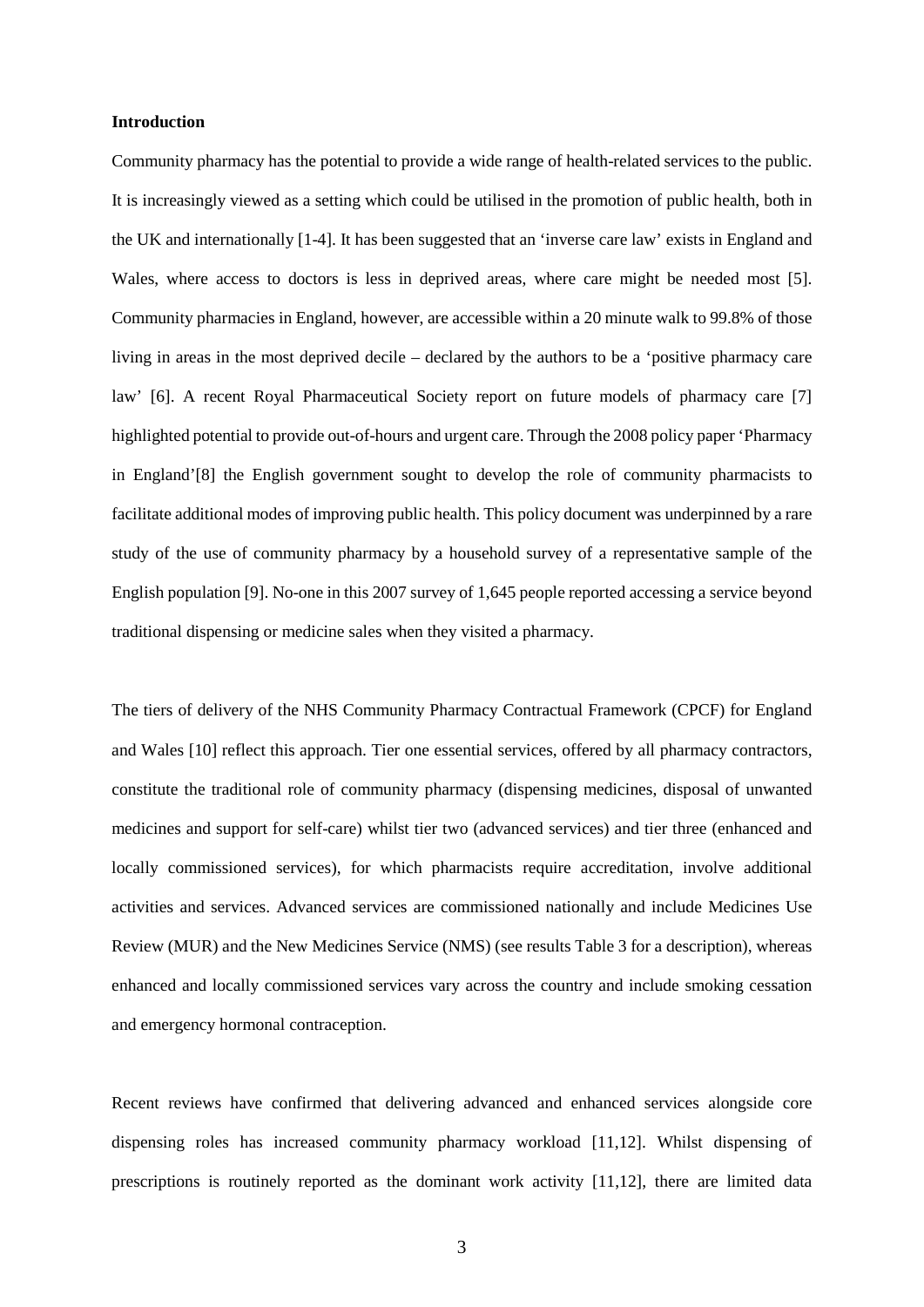**Introduction**

Community pharmacy has the potential to provide a wide range of health-related services to the public. It is increasingly viewed as a setting which could be utilised in the promotion of public health, both in the UK and internationally [1-4]. It has been suggested that an 'inverse care law' exists in England and Wales, where access to doctors is less in deprived areas, where care might be needed most [5]. Community pharmacies in England, however, are accessible within a 20 minute walk to 99.8% of those living in areas in the most deprived decile – declared by the authors to be a 'positive pharmacy care law' [6]. A recent Royal Pharmaceutical Society report on future models of pharmacy care [7] highlighted potential to provide out-of-hours and urgent care. Through the 2008 policy paper 'Pharmacy in England'[8] the English government sought to develop the role of community pharmacists to facilitate additional modes of improving public health. This policy document was underpinned by a rare study of the use of community pharmacy by a household survey of a representative sample of the English population [9]. No-one in this 2007 survey of 1,645 people reported accessing a service beyond traditional dispensing or medicine sales when they visited a pharmacy.

The tiers of delivery of the NHS Community Pharmacy Contractual Framework (CPCF) for England and Wales [10] reflect this approach. Tier one essential services, offered by all pharmacy contractors, constitute the traditional role of community pharmacy (dispensing medicines, disposal of unwanted medicines and support for self-care) whilst tier two (advanced services) and tier three (enhanced and locally commissioned services), for which pharmacists require accreditation, involve additional activities and services. Advanced services are commissioned nationally and include Medicines Use Review (MUR) and the New Medicines Service (NMS) (see results Table 3 for a description), whereas enhanced and locally commissioned services vary across the country and include smoking cessation and emergency hormonal contraception.

Recent reviews have confirmed that delivering advanced and enhanced services alongside core dispensing roles has increased community pharmacy workload [11,12]. Whilst dispensing of prescriptions is routinely reported as the dominant work activity [11,12], there are limited data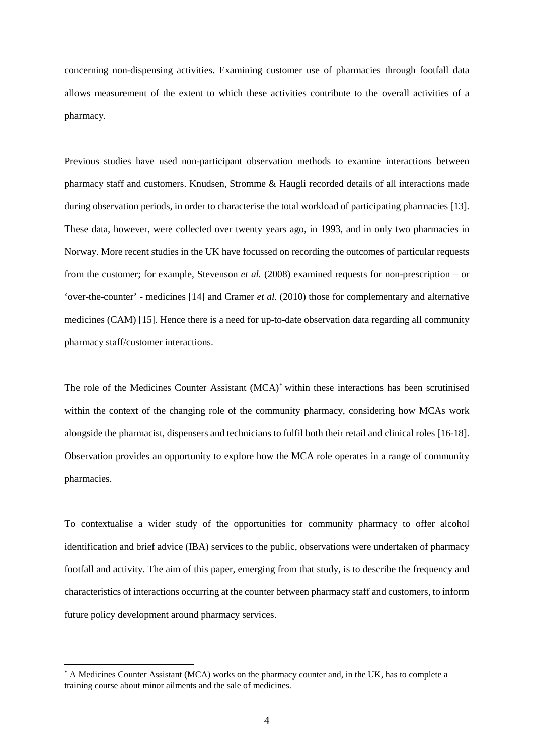concerning non-dispensing activities. Examining customer use of pharmacies through footfall data allows measurement of the extent to which these activities contribute to the overall activities of a pharmacy.

Previous studies have used non-participant observation methods to examine interactions between pharmacy staff and customers. Knudsen, Stromme & Haugli recorded details of all interactions made during observation periods, in order to characterise the total workload of participating pharmacies [13]. These data, however, were collected over twenty years ago, in 1993, and in only two pharmacies in Norway. More recent studies in the UK have focussed on recording the outcomes of particular requests from the customer; for example, Stevenson *et al.* (2008) examined requests for non-prescription – or 'over-the-counter' - medicines [14] and Cramer *et al.* (2010) those for complementary and alternative medicines (CAM) [15]. Hence there is a need for up-to-date observation data regarding all community pharmacy staff/customer interactions.

The role of the Medicines Counter Assistant (MCA)[*] within these interactions has been scrutinised within the context of the changing role of the community pharmacy, considering how MCAs work alongside the pharmacist, dispensers and technicians to fulfil both their retail and clinical roles [16-18]. Observation provides an opportunity to explore how the MCA role operates in a range of community pharmacies.

To contextualise a wider study of the opportunities for community pharmacy to offer alcohol identification and brief advice (IBA) services to the public, observations were undertaken of pharmacy footfall and activity. The aim of this paper, emerging from that study, is to describe the frequency and characteristics of interactions occurring at the counter between pharmacy staff and customers, to inform future policy development around pharmacy services.

[*] A Medicines Counter Assistant (MCA) works on the pharmacy counter and, in the UK, has to complete a training course about minor ailments and the sale of medicines.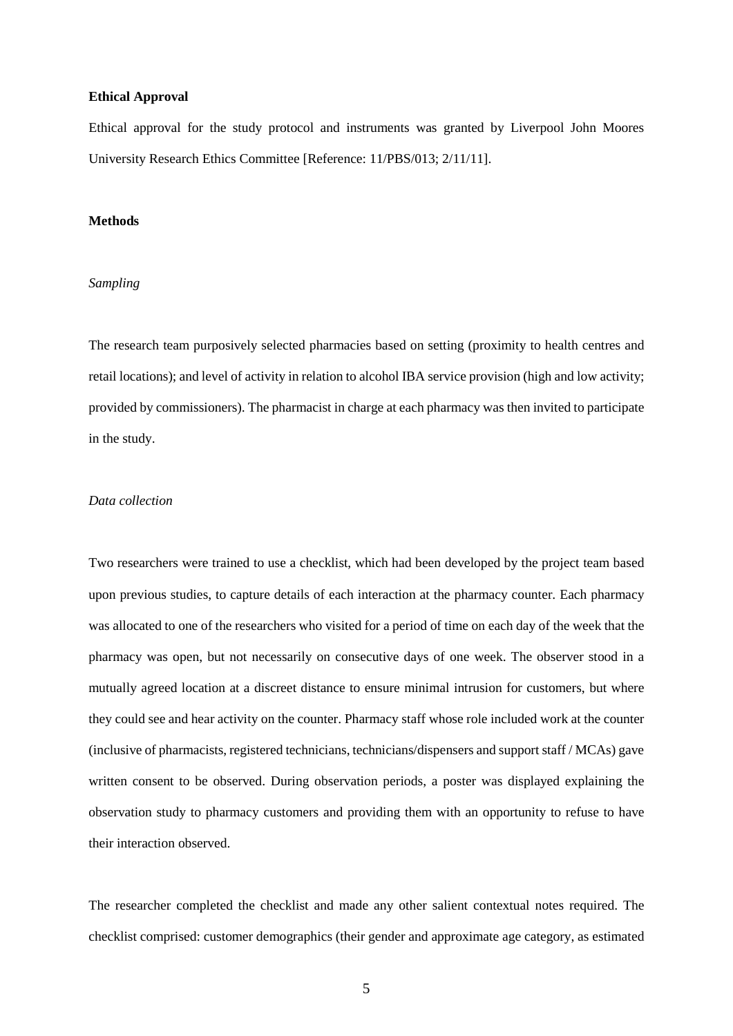**Ethical Approval**

Ethical approval for the study protocol and instruments was granted by Liverpool John Moores University Research Ethics Committee [Reference: 11/PBS/013; 2/11/11].

**Methods**

*Sampling*

The research team purposively selected pharmacies based on setting (proximity to health centres and retail locations); and level of activity in relation to alcohol IBA service provision (high and low activity; provided by commissioners). The pharmacist in charge at each pharmacy was then invited to participate in the study.

*Data collection*

Two researchers were trained to use a checklist, which had been developed by the project team based upon previous studies, to capture details of each interaction at the pharmacy counter. Each pharmacy was allocated to one of the researchers who visited for a period of time on each day of the week that the pharmacy was open, but not necessarily on consecutive days of one week. The observer stood in a mutually agreed location at a discreet distance to ensure minimal intrusion for customers, but where they could see and hear activity on the counter. Pharmacy staff whose role included work at the counter (inclusive of pharmacists, registered technicians, technicians/dispensers and support staff / MCAs) gave written consent to be observed. During observation periods, a poster was displayed explaining the observation study to pharmacy customers and providing them with an opportunity to refuse to have their interaction observed.

The researcher completed the checklist and made any other salient contextual notes required. The checklist comprised: customer demographics (their gender and approximate age category, as estimated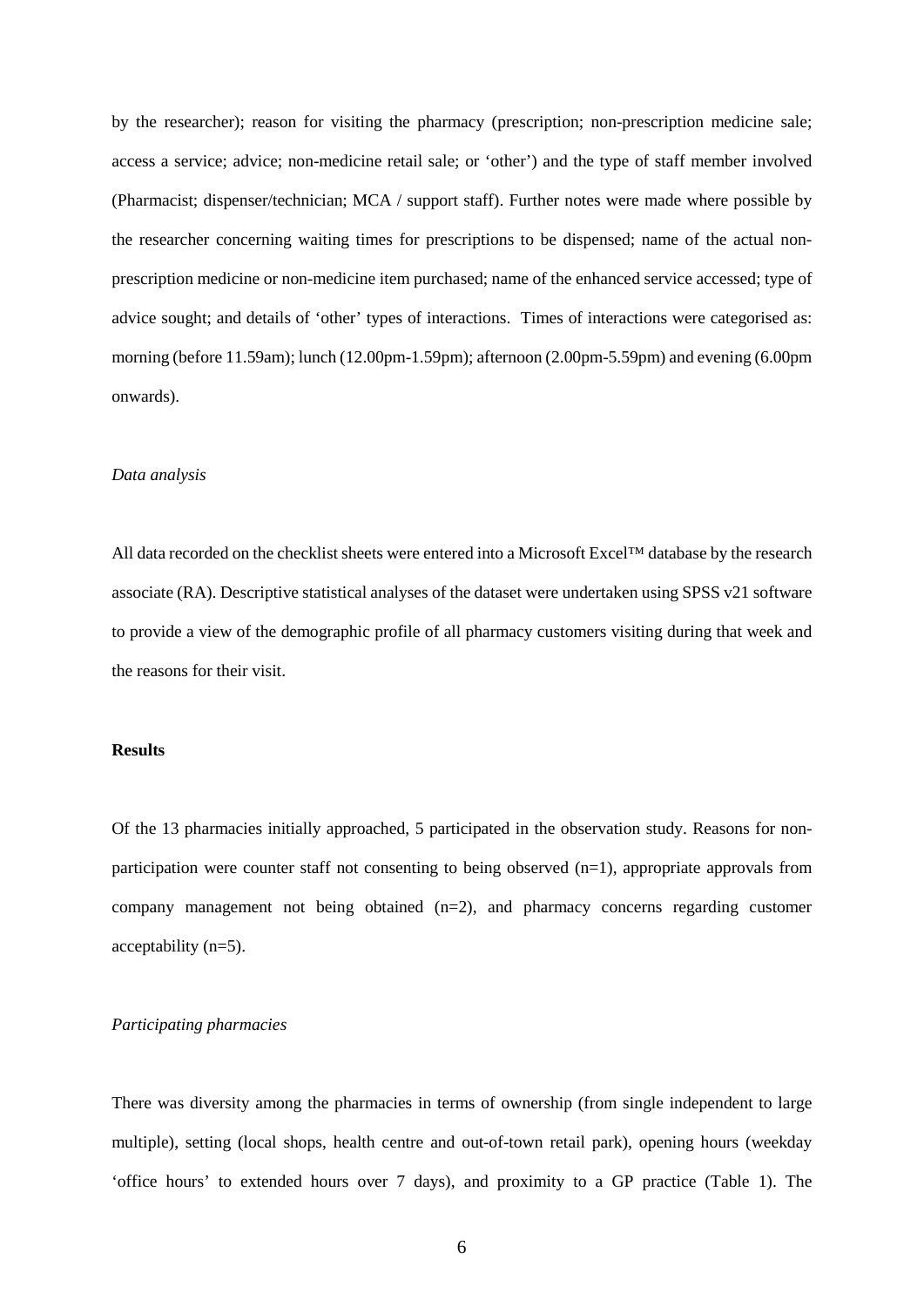by the researcher); reason for visiting the pharmacy (prescription; non-prescription medicine sale; access a service; advice; non-medicine retail sale; or 'other') and the type of staff member involved (Pharmacist; dispenser/technician; MCA / support staff). Further notes were made where possible by the researcher concerning waiting times for prescriptions to be dispensed; name of the actual non-prescription medicine or non-medicine item purchased; name of the enhanced service accessed; type of advice sought; and details of 'other' types of interactions. Times of interactions were categorised as: morning (before 11.59am); lunch (12.00pm-1.59pm); afternoon (2.00pm-5.59pm) and evening (6.00pm onwards).

*Data analysis*

All data recorded on the checklist sheets were entered into a Microsoft Excel™ database by the research associate (RA). Descriptive statistical analyses of the dataset were undertaken using SPSS v21 software to provide a view of the demographic profile of all pharmacy customers visiting during that week and the reasons for their visit.

**Results**

Of the 13 pharmacies initially approached, 5 participated in the observation study. Reasons for non-participation were counter staff not consenting to being observed (n=1), appropriate approvals from company management not being obtained (n=2), and pharmacy concerns regarding customer acceptability (n=5).

*Participating pharmacies*

There was diversity among the pharmacies in terms of ownership (from single independent to large multiple), setting (local shops, health centre and out-of-town retail park), opening hours (weekday 'office hours' to extended hours over 7 days), and proximity to a GP practice (Table 1). The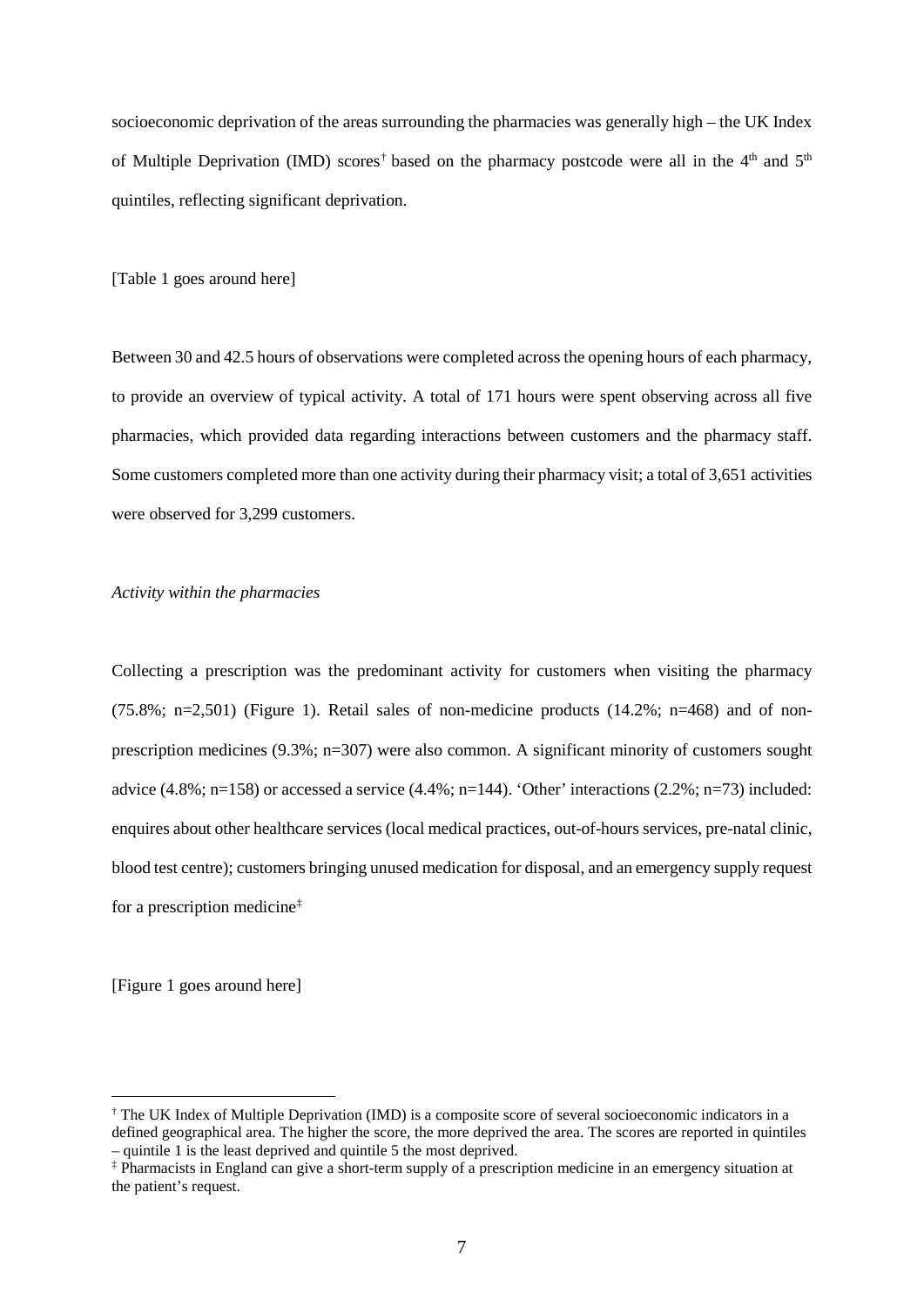socioeconomic deprivation of the areas surrounding the pharmacies was generally high – the UK Index of Multiple Deprivation (IMD) scores[†] based on the pharmacy postcode were all in the 4th and 5th quintiles, reflecting significant deprivation.

[Table 1 goes around here]

Between 30 and 42.5 hours of observations were completed across the opening hours of each pharmacy, to provide an overview of typical activity. A total of 171 hours were spent observing across all five pharmacies, which provided data regarding interactions between customers and the pharmacy staff. Some customers completed more than one activity during their pharmacy visit; a total of 3,651 activities were observed for 3,299 customers.

*Activity within the pharmacies*

Collecting a prescription was the predominant activity for customers when visiting the pharmacy (75.8%; n=2,501) (Figure 1). Retail sales of non-medicine products (14.2%; n=468) and of non-prescription medicines (9.3%; n=307) were also common. A significant minority of customers sought advice (4.8%; n=158) or accessed a service (4.4%; n=144). 'Other' interactions (2.2%; n=73) included: enquires about other healthcare services (local medical practices, out-of-hours services, pre-natal clinic, blood test centre); customers bringing unused medication for disposal, and an emergency supply request for a prescription medicine[‡]

[Figure 1 goes around here]

[†] The UK Index of Multiple Deprivation (IMD) is a composite score of several socioeconomic indicators in a defined geographical area. The higher the score, the more deprived the area. The scores are reported in quintiles – quintile 1 is the least deprived and quintile 5 the most deprived.

[‡] Pharmacists in England can give a short-term supply of a prescription medicine in an emergency situation at the patient's request.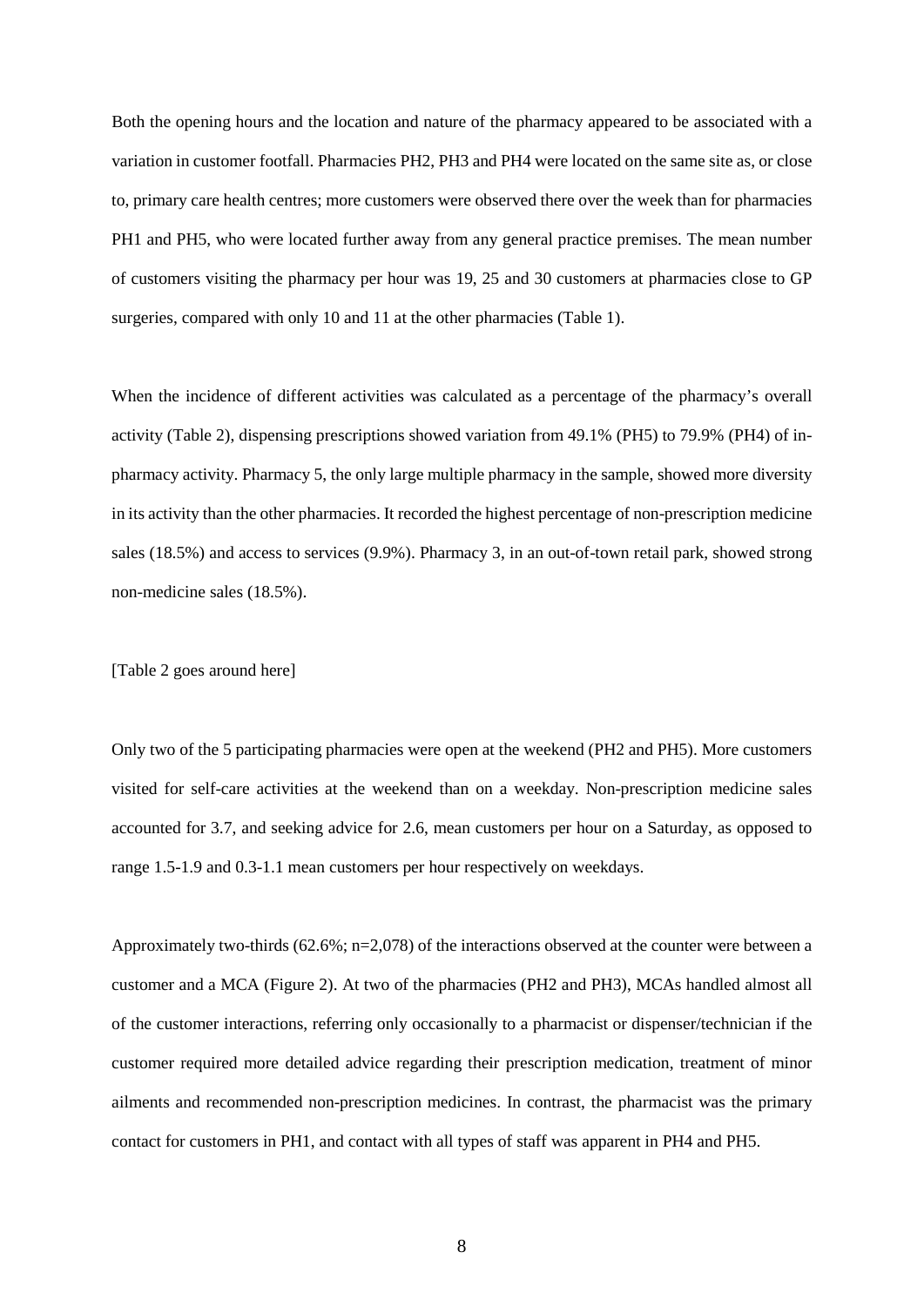Both the opening hours and the location and nature of the pharmacy appeared to be associated with a variation in customer footfall. Pharmacies PH2, PH3 and PH4 were located on the same site as, or close to, primary care health centres; more customers were observed there over the week than for pharmacies PH1 and PH5, who were located further away from any general practice premises. The mean number of customers visiting the pharmacy per hour was 19, 25 and 30 customers at pharmacies close to GP surgeries, compared with only 10 and 11 at the other pharmacies (Table 1).

When the incidence of different activities was calculated as a percentage of the pharmacy's overall activity (Table 2), dispensing prescriptions showed variation from 49.1% (PH5) to 79.9% (PH4) of in-pharmacy activity. Pharmacy 5, the only large multiple pharmacy in the sample, showed more diversity in its activity than the other pharmacies. It recorded the highest percentage of non-prescription medicine sales (18.5%) and access to services (9.9%). Pharmacy 3, in an out-of-town retail park, showed strong non-medicine sales (18.5%).

[Table 2 goes around here]

Only two of the 5 participating pharmacies were open at the weekend (PH2 and PH5). More customers visited for self-care activities at the weekend than on a weekday. Non-prescription medicine sales accounted for 3.7, and seeking advice for 2.6, mean customers per hour on a Saturday, as opposed to range 1.5-1.9 and 0.3-1.1 mean customers per hour respectively on weekdays.

Approximately two-thirds (62.6%; n=2,078) of the interactions observed at the counter were between a customer and a MCA (Figure 2). At two of the pharmacies (PH2 and PH3), MCAs handled almost all of the customer interactions, referring only occasionally to a pharmacist or dispenser/technician if the customer required more detailed advice regarding their prescription medication, treatment of minor ailments and recommended non-prescription medicines. In contrast, the pharmacist was the primary contact for customers in PH1, and contact with all types of staff was apparent in PH4 and PH5.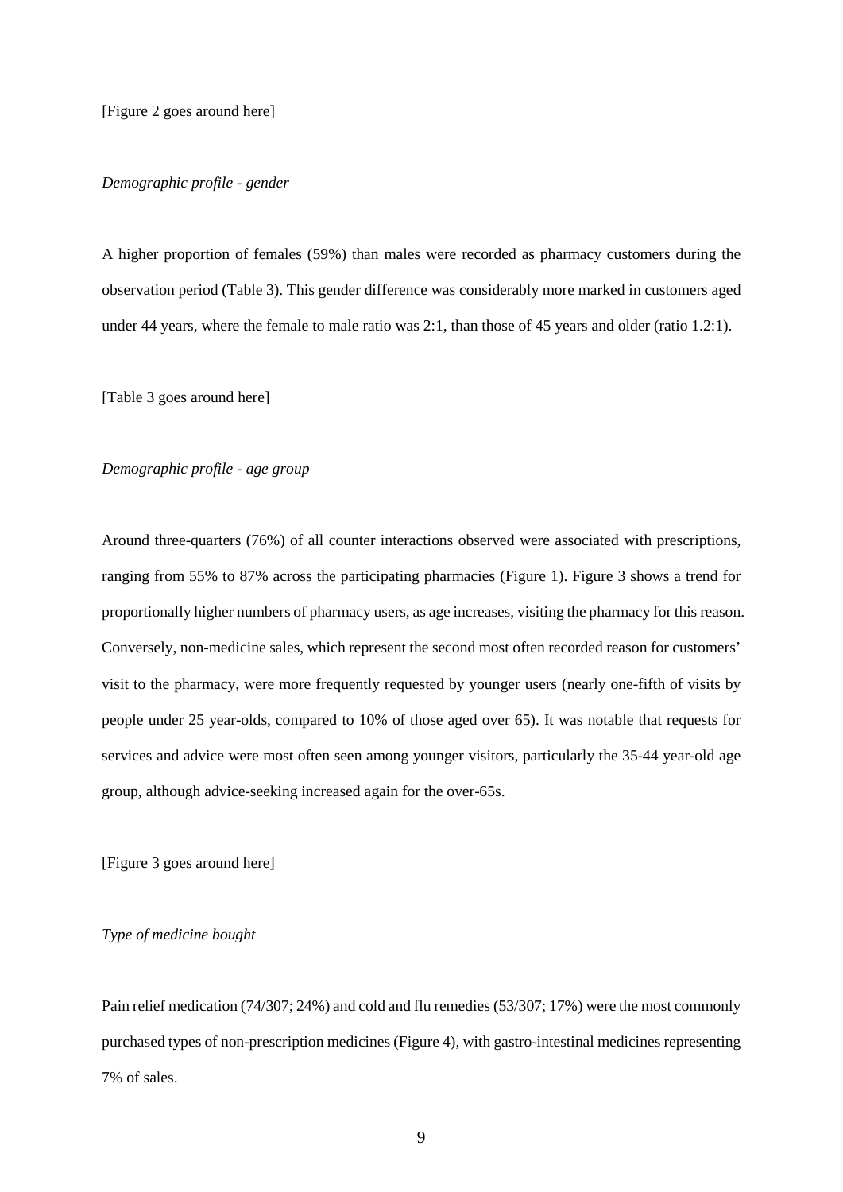[Figure 2 goes around here]

*Demographic profile - gender*

A higher proportion of females (59%) than males were recorded as pharmacy customers during the observation period (Table 3). This gender difference was considerably more marked in customers aged under 44 years, where the female to male ratio was 2:1, than those of 45 years and older (ratio 1.2:1).

[Table 3 goes around here]

*Demographic profile - age group*

Around three-quarters (76%) of all counter interactions observed were associated with prescriptions, ranging from 55% to 87% across the participating pharmacies (Figure 1). Figure 3 shows a trend for proportionally higher numbers of pharmacy users, as age increases, visiting the pharmacy for this reason. Conversely, non-medicine sales, which represent the second most often recorded reason for customers' visit to the pharmacy, were more frequently requested by younger users (nearly one-fifth of visits by people under 25 year-olds, compared to 10% of those aged over 65). It was notable that requests for services and advice were most often seen among younger visitors, particularly the 35-44 year-old age group, although advice-seeking increased again for the over-65s.

[Figure 3 goes around here]

*Type of medicine bought*

Pain relief medication (74/307; 24%) and cold and flu remedies (53/307; 17%) were the most commonly purchased types of non-prescription medicines (Figure 4), with gastro-intestinal medicines representing 7% of sales.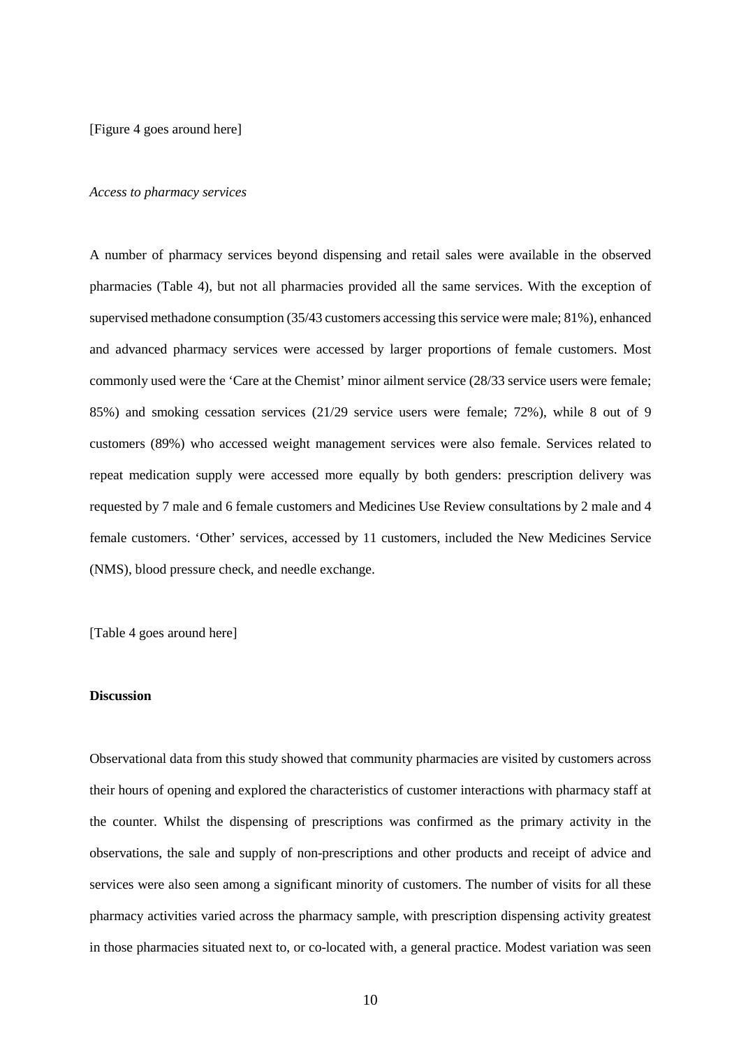[Figure 4 goes around here]

*Access to pharmacy services*

A number of pharmacy services beyond dispensing and retail sales were available in the observed pharmacies (Table 4), but not all pharmacies provided all the same services. With the exception of supervised methadone consumption (35/43 customers accessing this service were male; 81%), enhanced and advanced pharmacy services were accessed by larger proportions of female customers. Most commonly used were the 'Care at the Chemist' minor ailment service (28/33 service users were female; 85%) and smoking cessation services (21/29 service users were female; 72%), while 8 out of 9 customers (89%) who accessed weight management services were also female. Services related to repeat medication supply were accessed more equally by both genders: prescription delivery was requested by 7 male and 6 female customers and Medicines Use Review consultations by 2 male and 4 female customers. 'Other' services, accessed by 11 customers, included the New Medicines Service (NMS), blood pressure check, and needle exchange.

[Table 4 goes around here]

**Discussion**

Observational data from this study showed that community pharmacies are visited by customers across their hours of opening and explored the characteristics of customer interactions with pharmacy staff at the counter. Whilst the dispensing of prescriptions was confirmed as the primary activity in the observations, the sale and supply of non-prescriptions and other products and receipt of advice and services were also seen among a significant minority of customers. The number of visits for all these pharmacy activities varied across the pharmacy sample, with prescription dispensing activity greatest in those pharmacies situated next to, or co-located with, a general practice. Modest variation was seen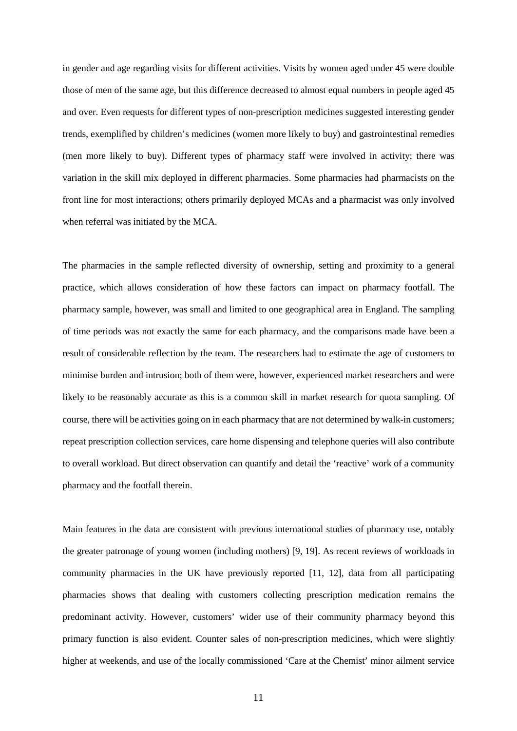in gender and age regarding visits for different activities. Visits by women aged under 45 were double those of men of the same age, but this difference decreased to almost equal numbers in people aged 45 and over. Even requests for different types of non-prescription medicines suggested interesting gender trends, exemplified by children's medicines (women more likely to buy) and gastrointestinal remedies (men more likely to buy). Different types of pharmacy staff were involved in activity; there was variation in the skill mix deployed in different pharmacies. Some pharmacies had pharmacists on the front line for most interactions; others primarily deployed MCAs and a pharmacist was only involved when referral was initiated by the MCA.

The pharmacies in the sample reflected diversity of ownership, setting and proximity to a general practice, which allows consideration of how these factors can impact on pharmacy footfall. The pharmacy sample, however, was small and limited to one geographical area in England. The sampling of time periods was not exactly the same for each pharmacy, and the comparisons made have been a result of considerable reflection by the team. The researchers had to estimate the age of customers to minimise burden and intrusion; both of them were, however, experienced market researchers and were likely to be reasonably accurate as this is a common skill in market research for quota sampling. Of course, there will be activities going on in each pharmacy that are not determined by walk-in customers; repeat prescription collection services, care home dispensing and telephone queries will also contribute to overall workload. But direct observation can quantify and detail the 'reactive' work of a community pharmacy and the footfall therein.

Main features in the data are consistent with previous international studies of pharmacy use, notably the greater patronage of young women (including mothers) [9, 19]. As recent reviews of workloads in community pharmacies in the UK have previously reported [11, 12], data from all participating pharmacies shows that dealing with customers collecting prescription medication remains the predominant activity. However, customers' wider use of their community pharmacy beyond this primary function is also evident. Counter sales of non-prescription medicines, which were slightly higher at weekends, and use of the locally commissioned 'Care at the Chemist' minor ailment service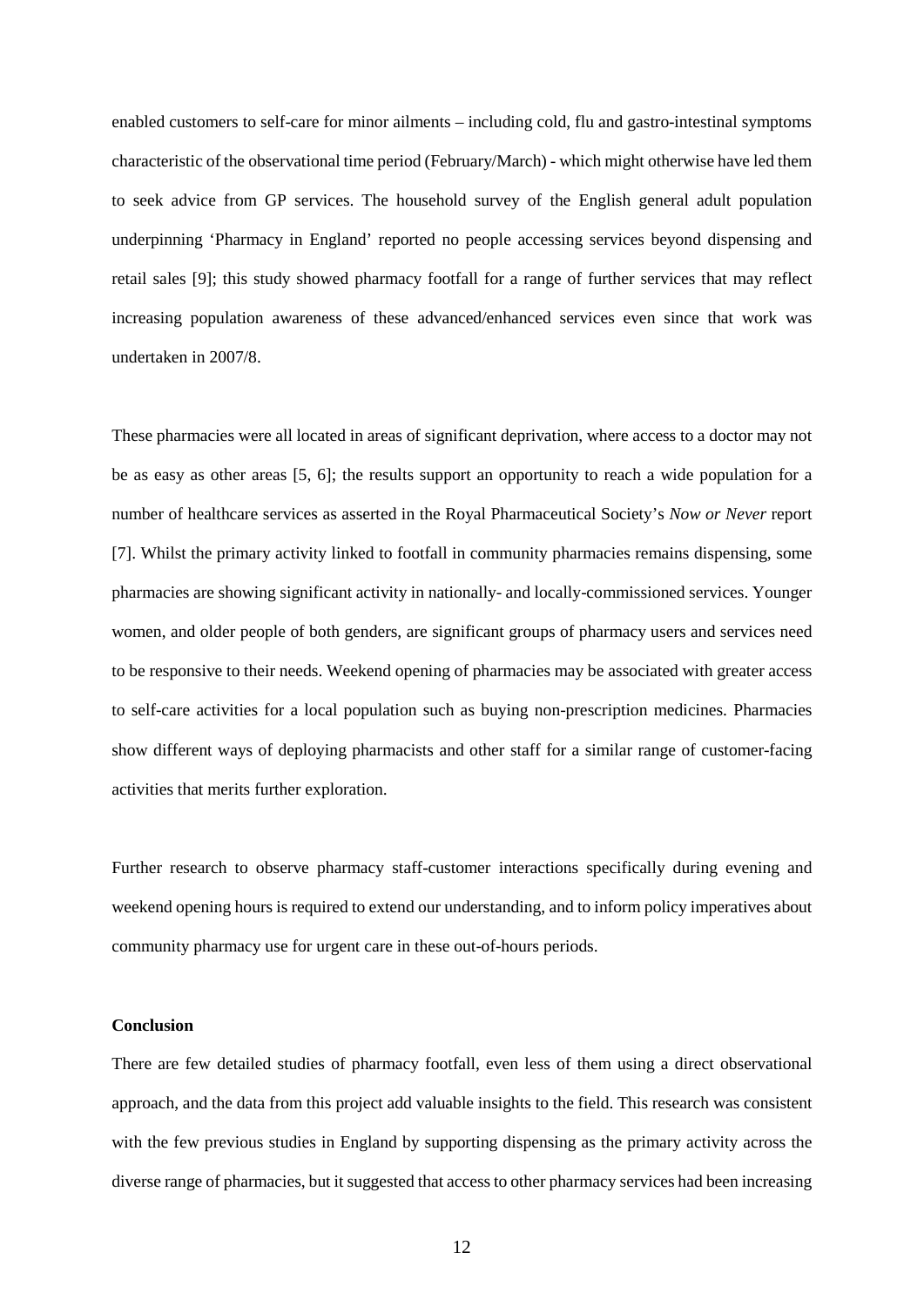enabled customers to self-care for minor ailments – including cold, flu and gastro-intestinal symptoms characteristic of the observational time period (February/March) - which might otherwise have led them to seek advice from GP services. The household survey of the English general adult population underpinning 'Pharmacy in England' reported no people accessing services beyond dispensing and retail sales [9]; this study showed pharmacy footfall for a range of further services that may reflect increasing population awareness of these advanced/enhanced services even since that work was undertaken in 2007/8.

These pharmacies were all located in areas of significant deprivation, where access to a doctor may not be as easy as other areas [5, 6]; the results support an opportunity to reach a wide population for a number of healthcare services as asserted in the Royal Pharmaceutical Society's *Now or Never* report [7]. Whilst the primary activity linked to footfall in community pharmacies remains dispensing, some pharmacies are showing significant activity in nationally- and locally-commissioned services. Younger women, and older people of both genders, are significant groups of pharmacy users and services need to be responsive to their needs. Weekend opening of pharmacies may be associated with greater access to self-care activities for a local population such as buying non-prescription medicines. Pharmacies show different ways of deploying pharmacists and other staff for a similar range of customer-facing activities that merits further exploration.

Further research to observe pharmacy staff-customer interactions specifically during evening and weekend opening hours is required to extend our understanding, and to inform policy imperatives about community pharmacy use for urgent care in these out-of-hours periods.

## Conclusion

There are few detailed studies of pharmacy footfall, even less of them using a direct observational approach, and the data from this project add valuable insights to the field. This research was consistent with the few previous studies in England by supporting dispensing as the primary activity across the diverse range of pharmacies, but it suggested that access to other pharmacy services had been increasing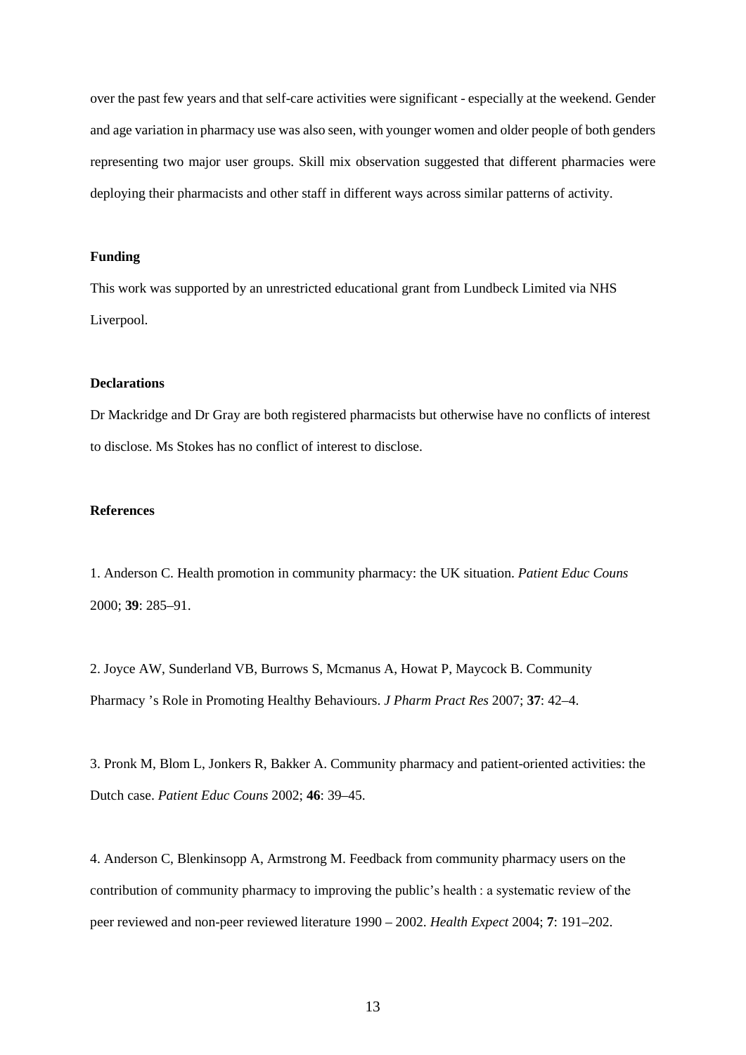over the past few years and that self-care activities were significant - especially at the weekend. Gender and age variation in pharmacy use was also seen, with younger women and older people of both genders representing two major user groups. Skill mix observation suggested that different pharmacies were deploying their pharmacists and other staff in different ways across similar patterns of activity.

**Funding**

This work was supported by an unrestricted educational grant from Lundbeck Limited via NHS Liverpool.

**Declarations**

Dr Mackridge and Dr Gray are both registered pharmacists but otherwise have no conflicts of interest to disclose. Ms Stokes has no conflict of interest to disclose.

**References**

1. Anderson C. Health promotion in community pharmacy: the UK situation. *Patient Educ Couns* 2000; **39**: 285–91.

2. Joyce AW, Sunderland VB, Burrows S, Mcmanus A, Howat P, Maycock B. Community Pharmacy 's Role in Promoting Healthy Behaviours. *J Pharm Pract Res* 2007; **37**: 42–4.

3. Pronk M, Blom L, Jonkers R, Bakker A. Community pharmacy and patient-oriented activities: the Dutch case. *Patient Educ Couns* 2002; **46**: 39–45.

4. Anderson C, Blenkinsopp A, Armstrong M. Feedback from community pharmacy users on the contribution of community pharmacy to improving the public's health : a systematic review of the peer reviewed and non-peer reviewed literature 1990 – 2002. *Health Expect* 2004; **7**: 191–202.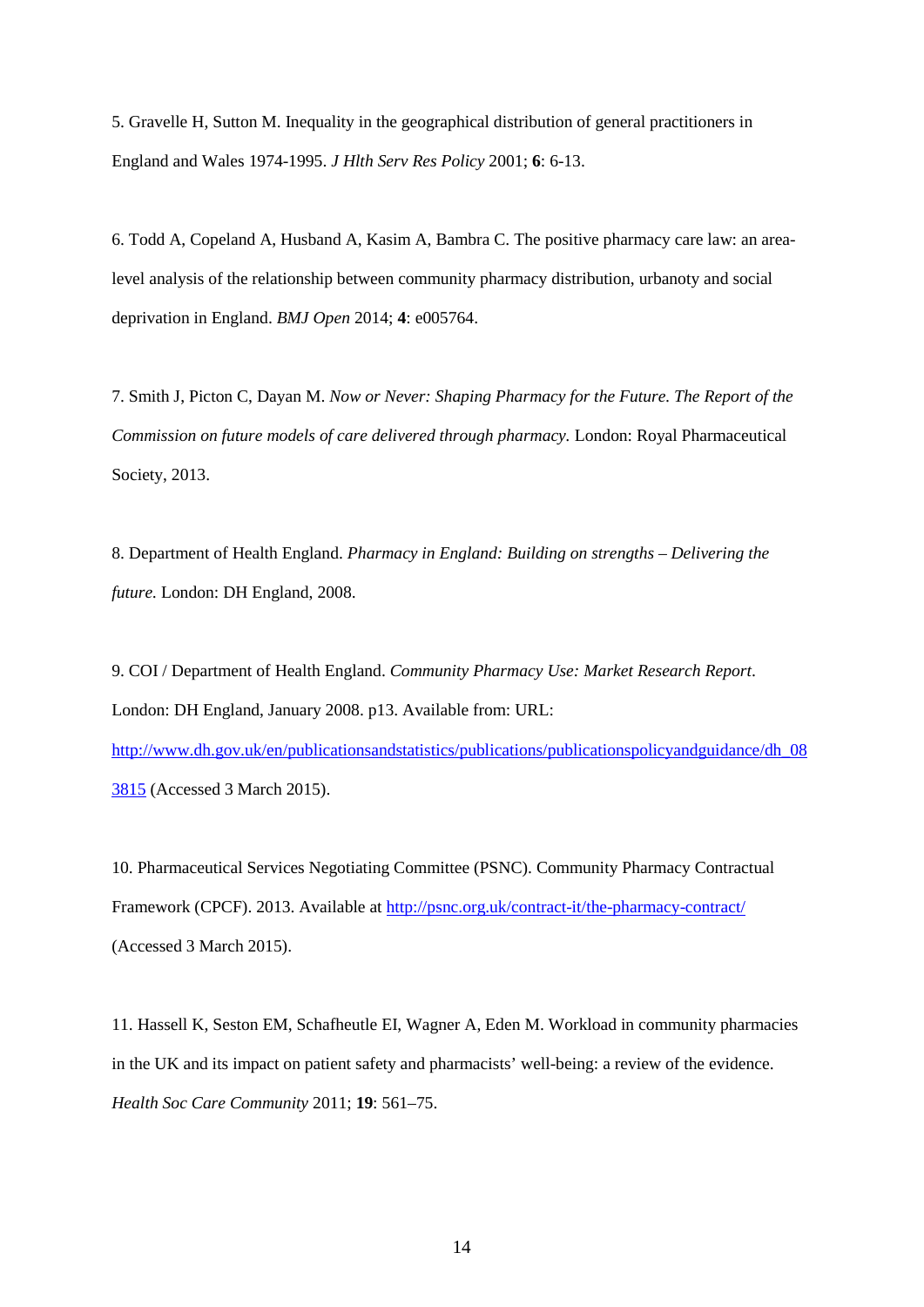5. Gravelle H, Sutton M. Inequality in the geographical distribution of general practitioners in England and Wales 1974-1995. *J Hlth Serv Res Policy* 2001; **6**: 6-13.

6. Todd A, Copeland A, Husband A, Kasim A, Bambra C. The positive pharmacy care law: an area-level analysis of the relationship between community pharmacy distribution, urbanoty and social deprivation in England. *BMJ Open* 2014; **4**: e005764.

7. Smith J, Picton C, Dayan M. *Now or Never: Shaping Pharmacy for the Future. The Report of the Commission on future models of care delivered through pharmacy.* London: Royal Pharmaceutical Society, 2013.

8. Department of Health England. *Pharmacy in England: Building on strengths – Delivering the future.* London: DH England, 2008.

9. COI / Department of Health England. *Community Pharmacy Use: Market Research Report*. London: DH England, January 2008. p13. Available from: URL: [http://www.dh.gov.uk/en/publicationsandstatistics/publications/publicationspolicyandguidance/dh_083815](http://www.dh.gov.uk/en/publicationsandstatistics/publications/publicationspolicyandguidance/dh_083815) (Accessed 3 March 2015).

10. Pharmaceutical Services Negotiating Committee (PSNC). Community Pharmacy Contractual Framework (CPCF). 2013. Available at [http://psnc.org.uk/contract-it/the-pharmacy-contract/](http://psnc.org.uk/contract-it/the-pharmacy-contract/) (Accessed 3 March 2015).

11. Hassell K, Seston EM, Schafheutle EI, Wagner A, Eden M. Workload in community pharmacies in the UK and its impact on patient safety and pharmacists' well-being: a review of the evidence. *Health Soc Care Community* 2011; **19**: 561–75.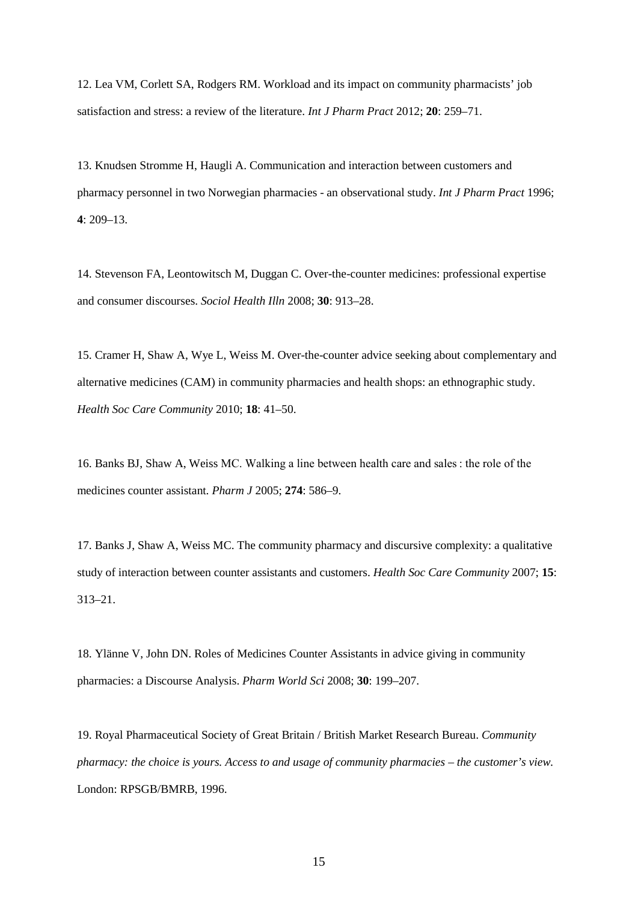12. Lea VM, Corlett SA, Rodgers RM. Workload and its impact on community pharmacists' job satisfaction and stress: a review of the literature. *Int J Pharm Pract* 2012; **20**: 259–71.

13. Knudsen Stromme H, Haugli A. Communication and interaction between customers and pharmacy personnel in two Norwegian pharmacies - an observational study. *Int J Pharm Pract* 1996; **4**: 209–13.

14. Stevenson FA, Leontowitsch M, Duggan C. Over-the-counter medicines: professional expertise and consumer discourses. *Sociol Health Illn* 2008; **30**: 913–28.

15. Cramer H, Shaw A, Wye L, Weiss M. Over-the-counter advice seeking about complementary and alternative medicines (CAM) in community pharmacies and health shops: an ethnographic study. *Health Soc Care Community* 2010; **18**: 41–50.

16. Banks BJ, Shaw A, Weiss MC. Walking a line between health care and sales : the role of the medicines counter assistant. *Pharm J* 2005; **274**: 586–9.

17. Banks J, Shaw A, Weiss MC. The community pharmacy and discursive complexity: a qualitative study of interaction between counter assistants and customers. *Health Soc Care Community* 2007; **15**: 313–21.

18. Ylänne V, John DN. Roles of Medicines Counter Assistants in advice giving in community pharmacies: a Discourse Analysis. *Pharm World Sci* 2008; **30**: 199–207.

19. Royal Pharmaceutical Society of Great Britain / British Market Research Bureau. *Community pharmacy: the choice is yours. Access to and usage of community pharmacies – the customer's view.* London: RPSGB/BMRB, 1996.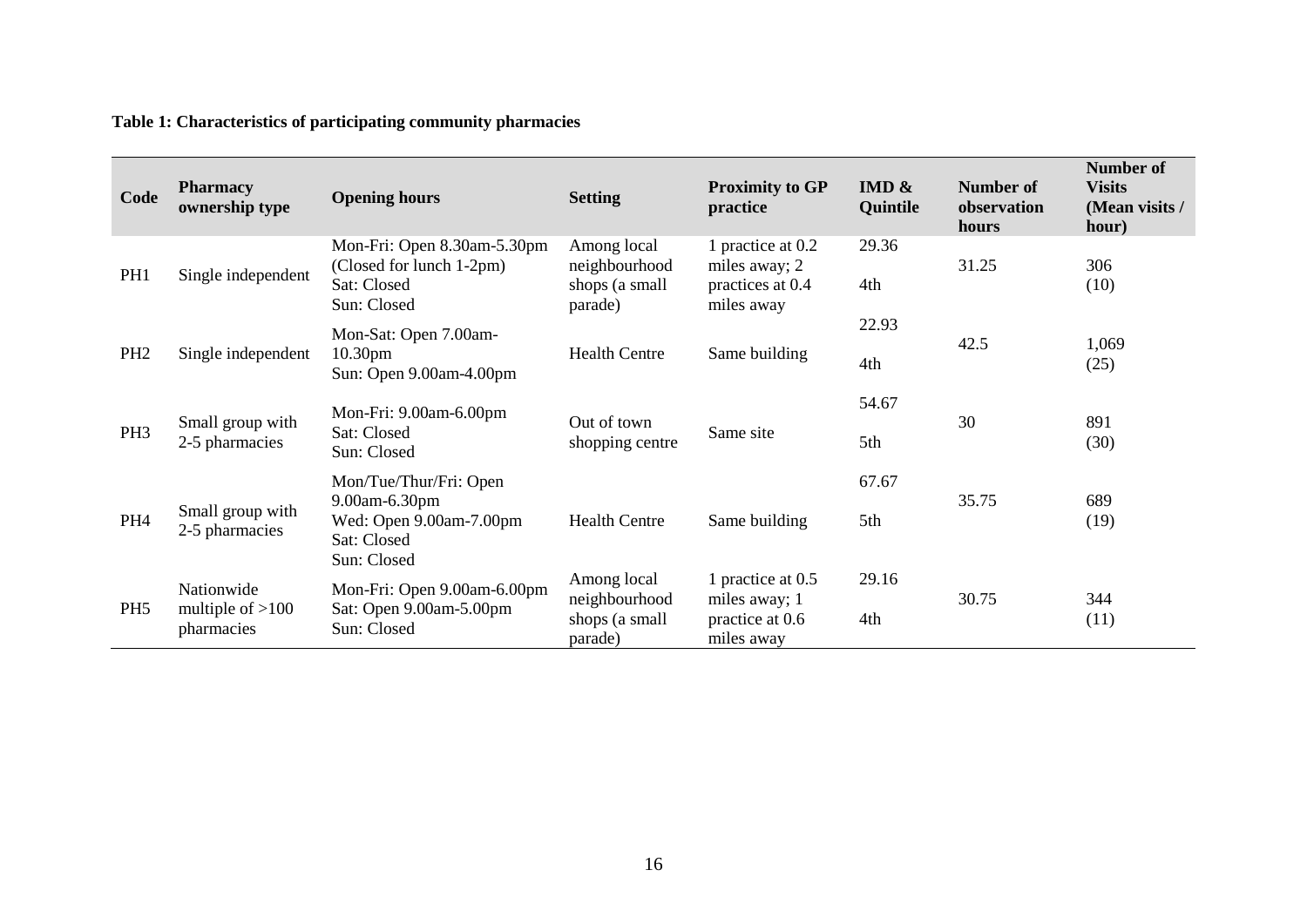**Table 1: Characteristics of participating community pharmacies**

| Code | Pharmacy ownership type | Opening hours | Setting | Proximity to GP practice | IMD & Quintile | Number of observation hours | Number of Visits (Mean visits / hour) |
|---|---|---|---|---|---|---|---|
| PH1 | Single independent | Mon-Fri: Open 8.30am-5.30pm (Closed for lunch 1-2pm) Sat: Closed Sun: Closed | Among local neighbourhood shops (a small parade) | 1 practice at 0.2 miles away; 2 practices at 0.4 miles away | 29.36 4th | 31.25 | 306 (10) |
| PH2 | Single independent | Mon-Sat: Open 7.00am-10.30pm Sun: Open 9.00am-4.00pm | Health Centre | Same building | 22.93 4th | 42.5 | 1,069 (25) |
| PH3 | Small group with 2-5 pharmacies | Mon-Fri: 9.00am-6.00pm Sat: Closed Sun: Closed | Out of town shopping centre | Same site | 54.67 5th | 30 | 891 (30) |
| PH4 | Small group with 2-5 pharmacies | Mon/Tue/Thur/Fri: Open 9.00am-6.30pm Wed: Open 9.00am-7.00pm Sat: Closed Sun: Closed | Health Centre | Same building | 67.67 5th | 35.75 | 689 (19) |
| PH5 | Nationwide multiple of >100 pharmacies | Mon-Fri: Open 9.00am-6.00pm Sat: Open 9.00am-5.00pm Sun: Closed | Among local neighbourhood shops (a small parade) | 1 practice at 0.5 miles away; 1 practice at 0.6 miles away | 29.16 4th | 30.75 | 344 (11) |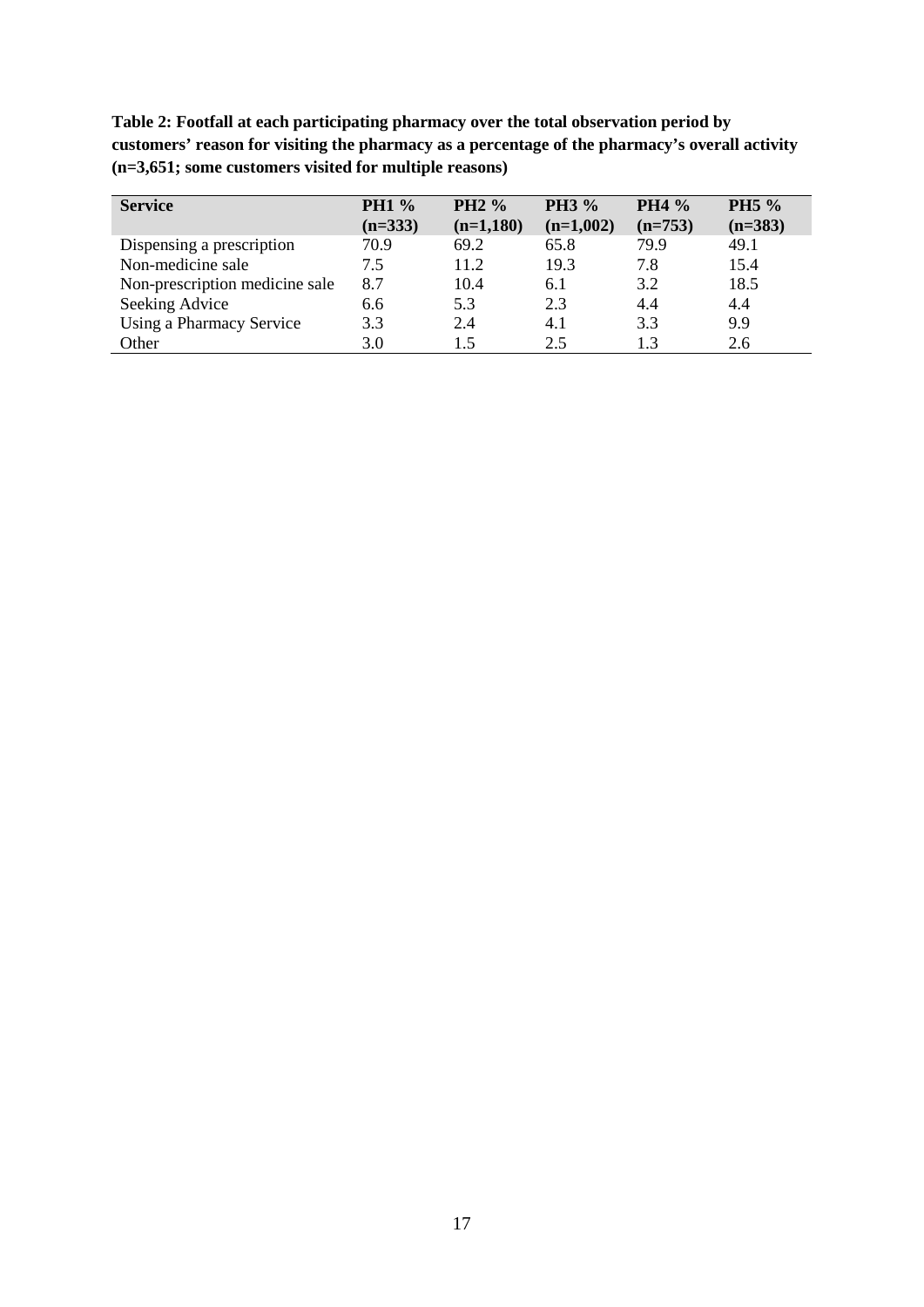**Table 2: Footfall at each participating pharmacy over the total observation period by customers' reason for visiting the pharmacy as a percentage of the pharmacy's overall activity (n=3,651; some customers visited for multiple reasons)**

| Service | PH1 % (n=333) | PH2 % (n=1,180) | PH3 % (n=1,002) | PH4 % (n=753) | PH5 % (n=383) |
|---|---|---|---|---|---|
| Dispensing a prescription | 70.9 | 69.2 | 65.8 | 79.9 | 49.1 |
| Non-medicine sale | 7.5 | 11.2 | 19.3 | 7.8 | 15.4 |
| Non-prescription medicine sale | 8.7 | 10.4 | 6.1 | 3.2 | 18.5 |
| Seeking Advice | 6.6 | 5.3 | 2.3 | 4.4 | 4.4 |
| Using a Pharmacy Service | 3.3 | 2.4 | 4.1 | 3.3 | 9.9 |
| Other | 3.0 | 1.5 | 2.5 | 1.3 | 2.6 |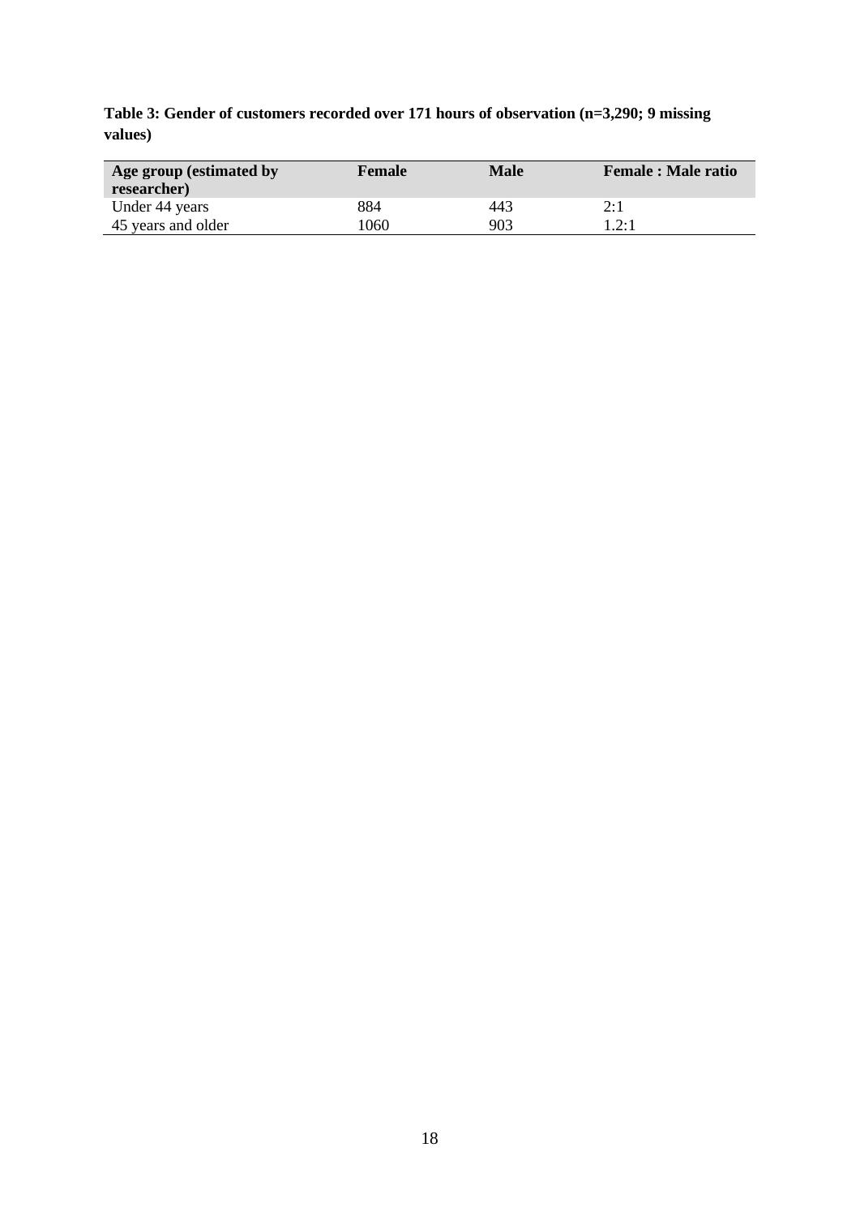**Table 3: Gender of customers recorded over 171 hours of observation (n=3,290; 9 missing values)**

| Age group (estimated by researcher) | Female | Male | Female : Male ratio |
|---|---|---|---|
| Under 44 years | 884 | 443 | 2:1 |
| 45 years and older | 1060 | 903 | 1.2:1 |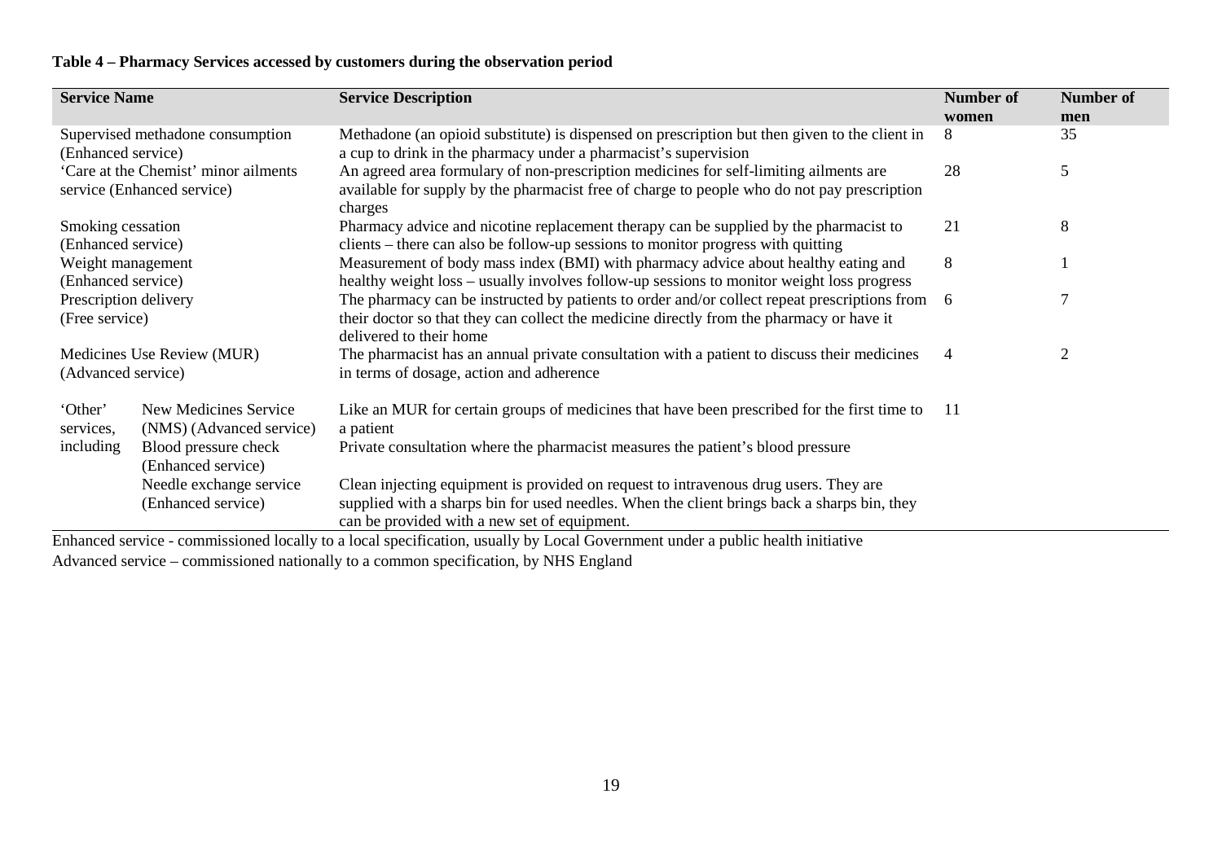**Table 4 – Pharmacy Services accessed by customers during the observation period**

| Service Name | Service Description | Number of women | Number of men |
|---|---|---|---|
| Supervised methadone consumption (Enhanced service) | Methadone (an opioid substitute) is dispensed on prescription but then given to the client in a cup to drink in the pharmacy under a pharmacist's supervision | 8 | 35 |
| 'Care at the Chemist' minor ailments service (Enhanced service) | An agreed area formulary of non-prescription medicines for self-limiting ailments are available for supply by the pharmacist free of charge to people who do not pay prescription charges | 28 | 5 |
| Smoking cessation (Enhanced service) | Pharmacy advice and nicotine replacement therapy can be supplied by the pharmacist to clients – there can also be follow-up sessions to monitor progress with quitting | 21 | 8 |
| Weight management (Enhanced service) | Measurement of body mass index (BMI) with pharmacy advice about healthy eating and healthy weight loss – usually involves follow-up sessions to monitor weight loss progress | 8 | 1 |
| Prescription delivery (Free service) | The pharmacy can be instructed by patients to order and/or collect repeat prescriptions from their doctor so that they can collect the medicine directly from the pharmacy or have it delivered to their home | 6 | 7 |
| Medicines Use Review (MUR) (Advanced service) | The pharmacist has an annual private consultation with a patient to discuss their medicines in terms of dosage, action and adherence | 4 | 2 |
| 'Other' services, including: New Medicines Service (NMS) (Advanced service) | Like an MUR for certain groups of medicines that have been prescribed for the first time to a patient | 11 | |
| Blood pressure check (Enhanced service) | Private consultation where the pharmacist measures the patient's blood pressure | | |
| Needle exchange service (Enhanced service) | Clean injecting equipment is provided on request to intravenous drug users. They are supplied with a sharps bin for used needles. When the client brings back a sharps bin, they can be provided with a new set of equipment. | | |

Enhanced service - commissioned locally to a local specification, usually by Local Government under a public health initiative

Advanced service – commissioned nationally to a common specification, by NHS England